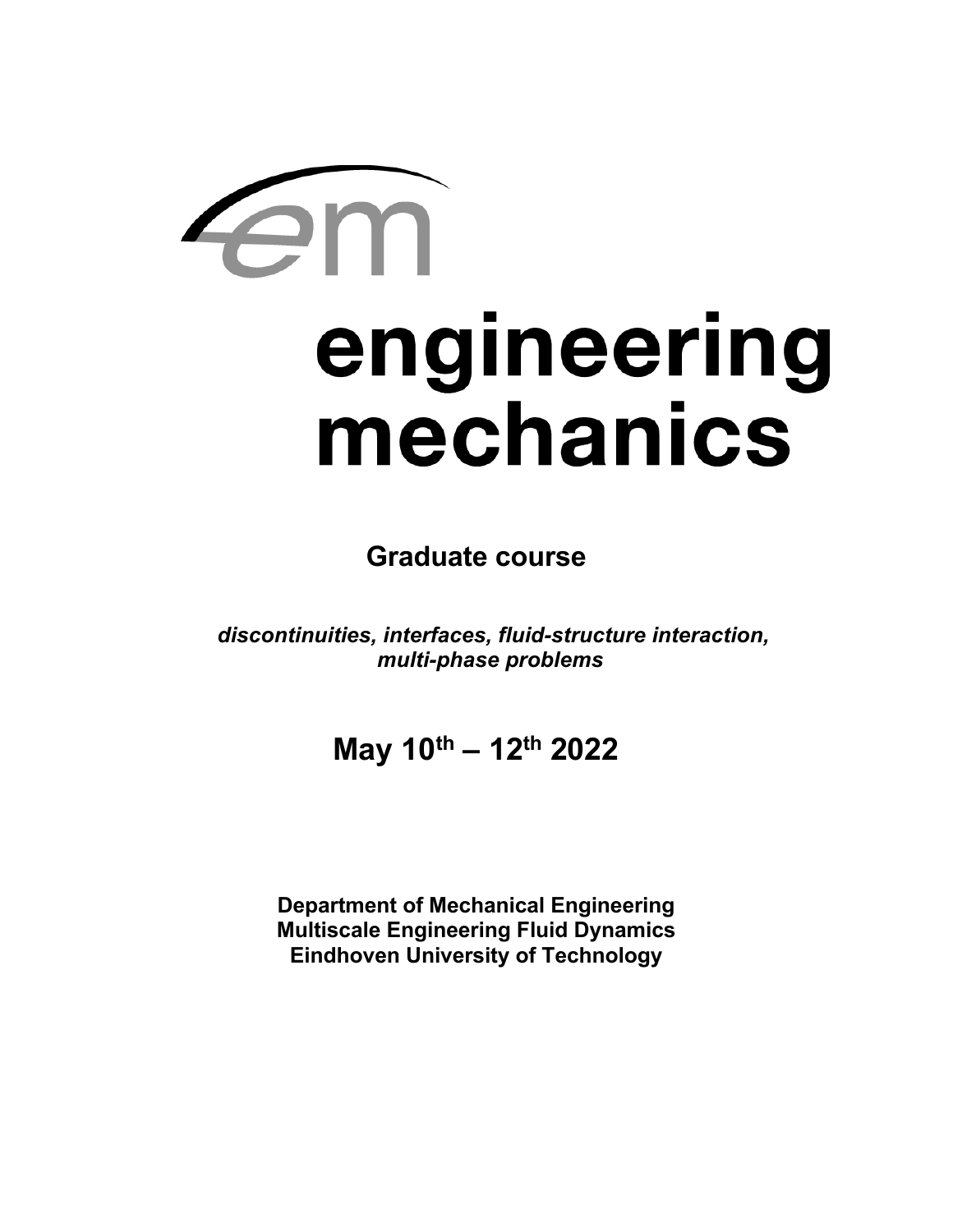# engineering mechanics

## Graduate course

***discontinuities, interfaces, fluid-structure interaction, multi-phase problems***

## May 10th – 12th 2022

**Department of Mechanical Engineering**
**Multiscale Engineering Fluid Dynamics**
**Eindhoven University of Technology**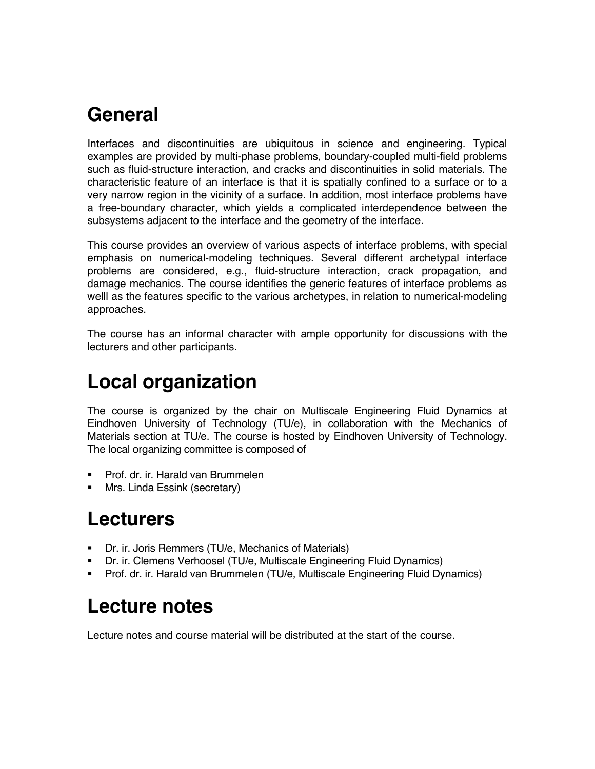# General

Interfaces and discontinuities are ubiquitous in science and engineering. Typical examples are provided by multi-phase problems, boundary-coupled multi-field problems such as fluid-structure interaction, and cracks and discontinuities in solid materials. The characteristic feature of an interface is that it is spatially confined to a surface or to a very narrow region in the vicinity of a surface. In addition, most interface problems have a free-boundary character, which yields a complicated interdependence between the subsystems adjacent to the interface and the geometry of the interface.

This course provides an overview of various aspects of interface problems, with special emphasis on numerical-modeling techniques. Several different archetypal interface problems are considered, e.g., fluid-structure interaction, crack propagation, and damage mechanics. The course identifies the generic features of interface problems as welll as the features specific to the various archetypes, in relation to numerical-modeling approaches.

The course has an informal character with ample opportunity for discussions with the lecturers and other participants.

# Local organization

The course is organized by the chair on Multiscale Engineering Fluid Dynamics at Eindhoven University of Technology (TU/e), in collaboration with the Mechanics of Materials section at TU/e. The course is hosted by Eindhoven University of Technology. The local organizing committee is composed of

- Prof. dr. ir. Harald van Brummelen
- Mrs. Linda Essink (secretary)

# Lecturers

- Dr. ir. Joris Remmers (TU/e, Mechanics of Materials)
- Dr. ir. Clemens Verhoosel (TU/e, Multiscale Engineering Fluid Dynamics)
- Prof. dr. ir. Harald van Brummelen (TU/e, Multiscale Engineering Fluid Dynamics)

# Lecture notes

Lecture notes and course material will be distributed at the start of the course.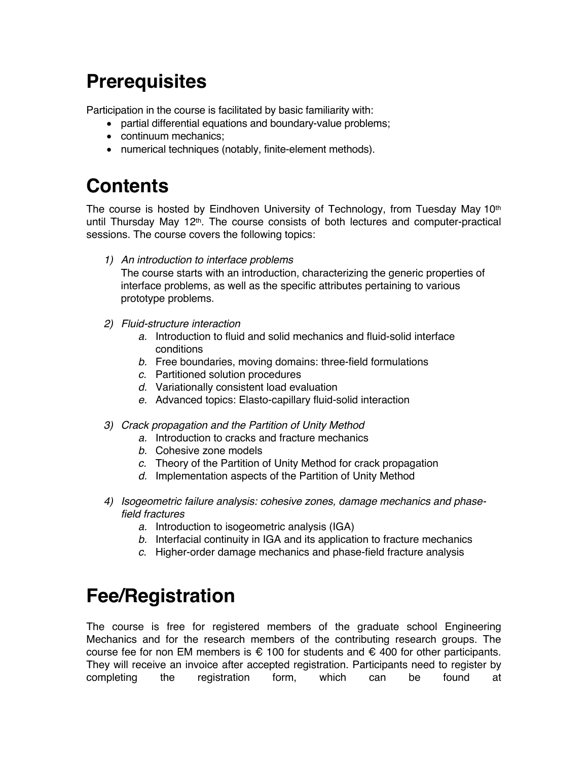# Prerequisites

Participation in the course is facilitated by basic familiarity with:

- partial differential equations and boundary-value problems;
- continuum mechanics;
- numerical techniques (notably, finite-element methods).

# Contents

The course is hosted by Eindhoven University of Technology, from Tuesday May 10$^{th}$ until Thursday May 12$^{th}$. The course consists of both lectures and computer-practical sessions. The course covers the following topics:

1) *An introduction to interface problems*
   The course starts with an introduction, characterizing the generic properties of interface problems, as well as the specific attributes pertaining to various prototype problems.

2) *Fluid-structure interaction*
   a. Introduction to fluid and solid mechanics and fluid-solid interface conditions
   b. Free boundaries, moving domains: three-field formulations
   c. Partitioned solution procedures
   d. Variationally consistent load evaluation
   e. Advanced topics: Elasto-capillary fluid-solid interaction

3) *Crack propagation and the Partition of Unity Method*
   a. Introduction to cracks and fracture mechanics
   b. Cohesive zone models
   c. Theory of the Partition of Unity Method for crack propagation
   d. Implementation aspects of the Partition of Unity Method

4) *Isogeometric failure analysis: cohesive zones, damage mechanics and phase-field fractures*
   a. Introduction to isogeometric analysis (IGA)
   b. Interfacial continuity in IGA and its application to fracture mechanics
   c. Higher-order damage mechanics and phase-field fracture analysis

# Fee/Registration

The course is free for registered members of the graduate school Engineering Mechanics and for the research members of the contributing research groups. The course fee for non EM members is € 100 for students and € 400 for other participants. They will receive an invoice after accepted registration. Participants need to register by completing the registration form, which can be found at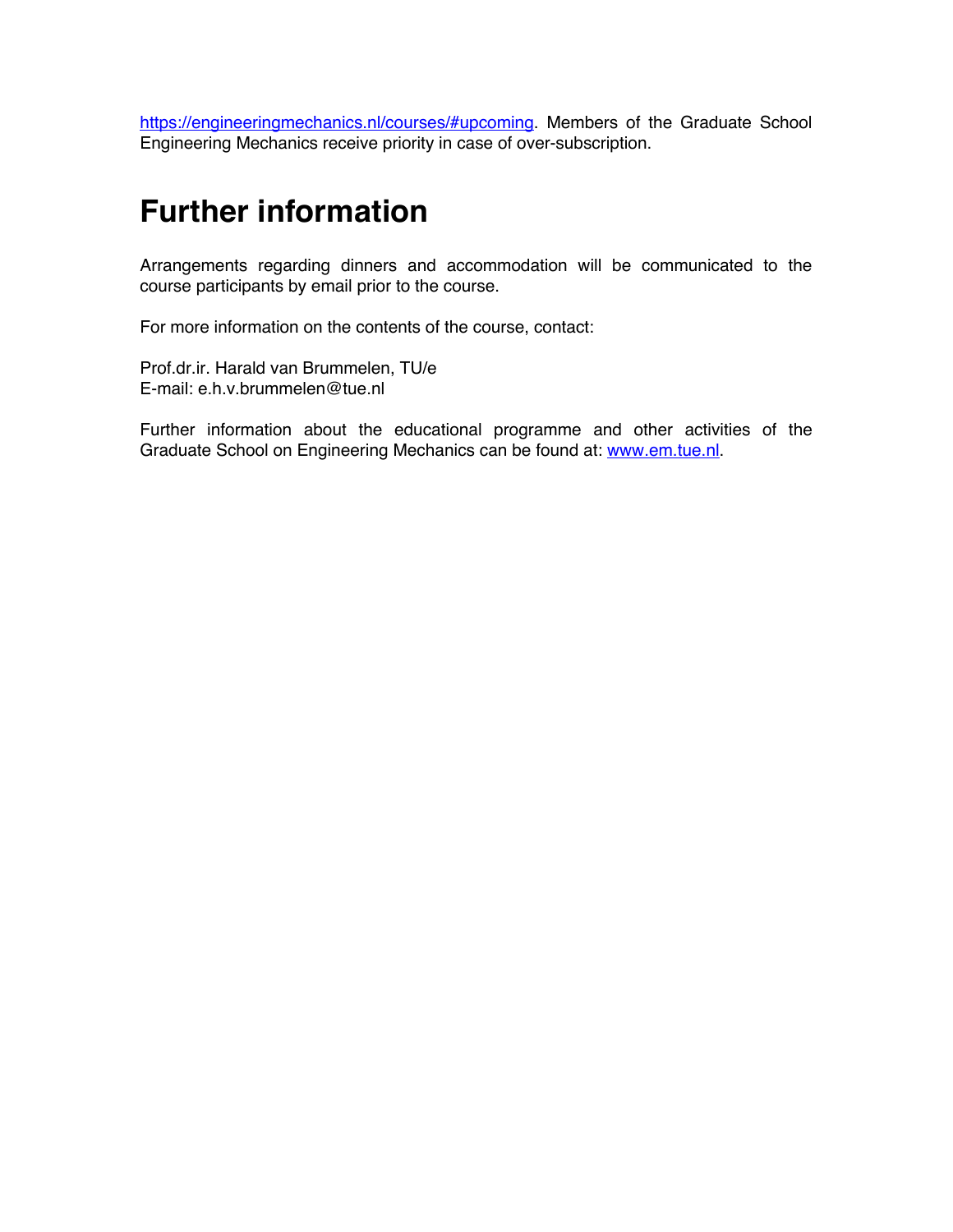https://engineeringmechanics.nl/courses/#upcoming. Members of the Graduate School Engineering Mechanics receive priority in case of over-subscription.

# Further information

Arrangements regarding dinners and accommodation will be communicated to the course participants by email prior to the course.

For more information on the contents of the course, contact:

Prof.dr.ir. Harald van Brummelen, TU/e
E-mail: e.h.v.brummelen@tue.nl

Further information about the educational programme and other activities of the Graduate School on Engineering Mechanics can be found at: www.em.tue.nl.